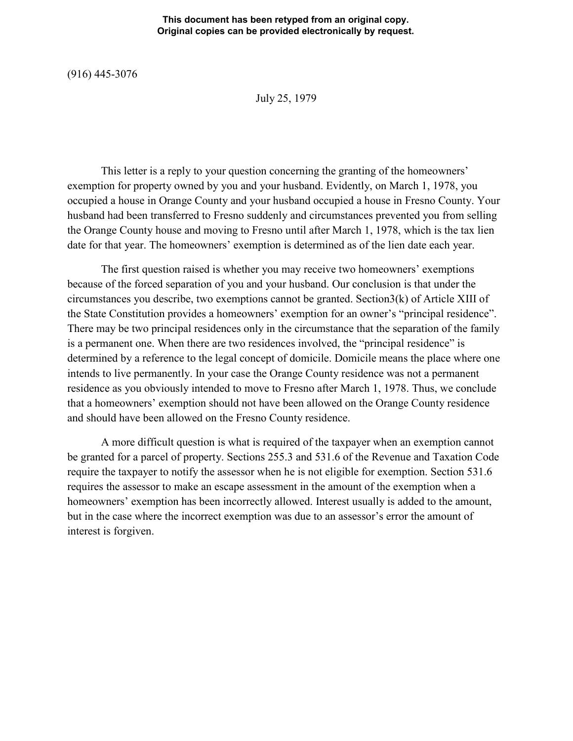**This document has been retyped from an original copy. Original copies can be provided electronically by request.**

(916) 445-3076

July 25, 1979

This letter is a reply to your question concerning the granting of the homeowners' exemption for property owned by you and your husband. Evidently, on March 1, 1978, you occupied a house in Orange County and your husband occupied a house in Fresno County. Your husband had been transferred to Fresno suddenly and circumstances prevented you from selling the Orange County house and moving to Fresno until after March 1, 1978, which is the tax lien date for that year. The homeowners' exemption is determined as of the lien date each year.

The first question raised is whether you may receive two homeowners' exemptions because of the forced separation of you and your husband. Our conclusion is that under the circumstances you describe, two exemptions cannot be granted. Section3(k) of Article XIII of the State Constitution provides a homeowners' exemption for an owner's "principal residence". There may be two principal residences only in the circumstance that the separation of the family is a permanent one. When there are two residences involved, the "principal residence" is determined by a reference to the legal concept of domicile. Domicile means the place where one intends to live permanently. In your case the Orange County residence was not a permanent residence as you obviously intended to move to Fresno after March 1, 1978. Thus, we conclude that a homeowners' exemption should not have been allowed on the Orange County residence and should have been allowed on the Fresno County residence.

A more difficult question is what is required of the taxpayer when an exemption cannot be granted for a parcel of property. Sections 255.3 and 531.6 of the Revenue and Taxation Code require the taxpayer to notify the assessor when he is not eligible for exemption. Section 531.6 requires the assessor to make an escape assessment in the amount of the exemption when a homeowners' exemption has been incorrectly allowed. Interest usually is added to the amount, but in the case where the incorrect exemption was due to an assessor's error the amount of interest is forgiven.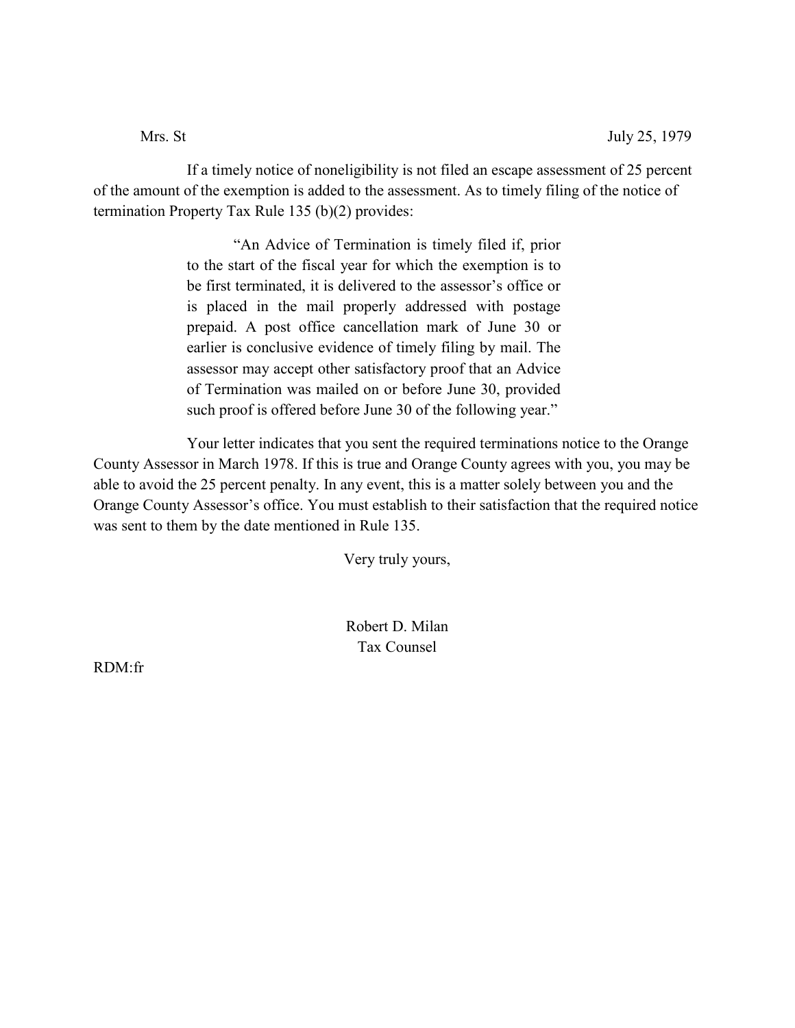If a timely notice of noneligibility is not filed an escape assessment of 25 percent of the amount of the exemption is added to the assessment. As to timely filing of the notice of termination Property Tax Rule 135 (b)(2) provides:

> "An Advice of Termination is timely filed if, prior to the start of the fiscal year for which the exemption is to be first terminated, it is delivered to the assessor's office or is placed in the mail properly addressed with postage prepaid. A post office cancellation mark of June 30 or earlier is conclusive evidence of timely filing by mail. The assessor may accept other satisfactory proof that an Advice of Termination was mailed on or before June 30, provided such proof is offered before June 30 of the following year."

Your letter indicates that you sent the required terminations notice to the Orange County Assessor in March 1978. If this is true and Orange County agrees with you, you may be able to avoid the 25 percent penalty. In any event, this is a matter solely between you and the Orange County Assessor's office. You must establish to their satisfaction that the required notice was sent to them by the date mentioned in Rule 135.

Very truly yours,

Robert D. Milan
Tax Counsel

RDM:fr